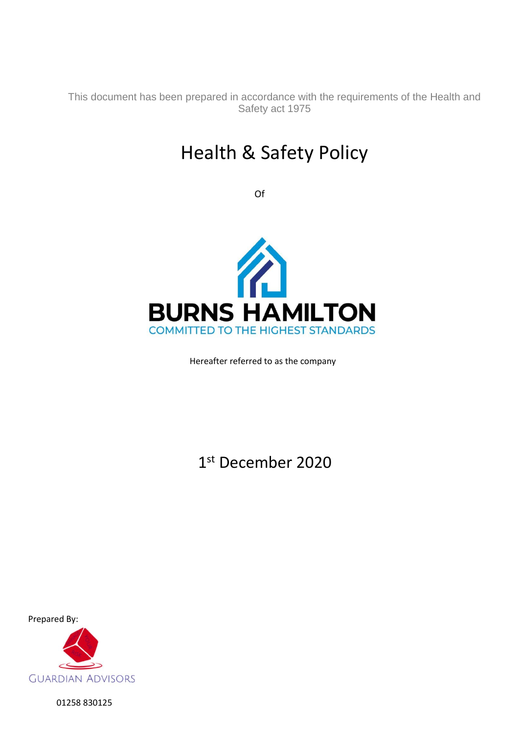This document has been prepared in accordance with the requirements of the Health and Safety act 1975

# Health & Safety Policy

Of

BURNS HAMILTON

COMMITTED TO THE HIGHEST STANDARDS

Hereafter referred to as the company

1st December 2020

Prepared By:

GUARDIAN ADVISORS

01258 830125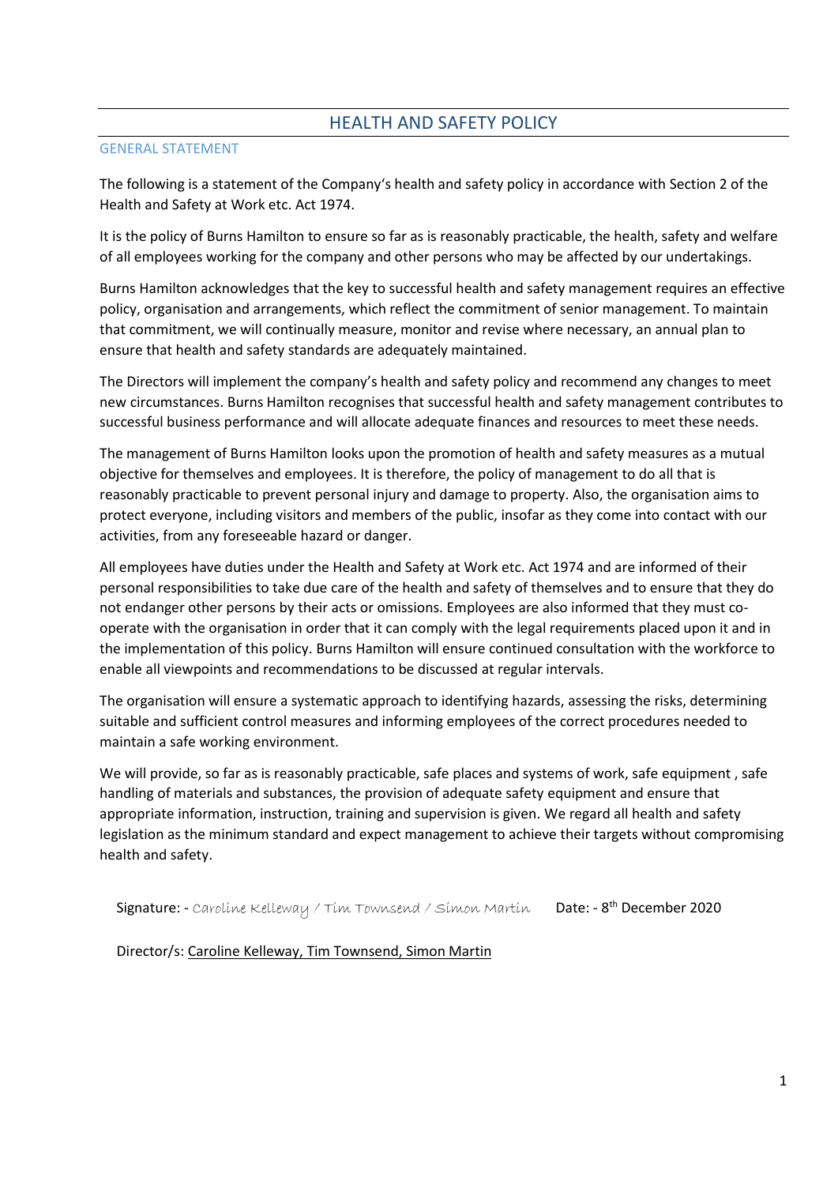# HEALTH AND SAFETY POLICY

## GENERAL STATEMENT

The following is a statement of the Company's health and safety policy in accordance with Section 2 of the Health and Safety at Work etc. Act 1974.

It is the policy of Burns Hamilton to ensure so far as is reasonably practicable, the health, safety and welfare of all employees working for the company and other persons who may be affected by our undertakings.

Burns Hamilton acknowledges that the key to successful health and safety management requires an effective policy, organisation and arrangements, which reflect the commitment of senior management. To maintain that commitment, we will continually measure, monitor and revise where necessary, an annual plan to ensure that health and safety standards are adequately maintained.

The Directors will implement the company's health and safety policy and recommend any changes to meet new circumstances. Burns Hamilton recognises that successful health and safety management contributes to successful business performance and will allocate adequate finances and resources to meet these needs.

The management of Burns Hamilton looks upon the promotion of health and safety measures as a mutual objective for themselves and employees. It is therefore, the policy of management to do all that is reasonably practicable to prevent personal injury and damage to property. Also, the organisation aims to protect everyone, including visitors and members of the public, insofar as they come into contact with our activities, from any foreseeable hazard or danger.

All employees have duties under the Health and Safety at Work etc. Act 1974 and are informed of their personal responsibilities to take due care of the health and safety of themselves and to ensure that they do not endanger other persons by their acts or omissions. Employees are also informed that they must co-operate with the organisation in order that it can comply with the legal requirements placed upon it and in the implementation of this policy. Burns Hamilton will ensure continued consultation with the workforce to enable all viewpoints and recommendations to be discussed at regular intervals.

The organisation will ensure a systematic approach to identifying hazards, assessing the risks, determining suitable and sufficient control measures and informing employees of the correct procedures needed to maintain a safe working environment.

We will provide, so far as is reasonably practicable, safe places and systems of work, safe equipment , safe handling of materials and substances, the provision of adequate safety equipment and ensure that appropriate information, instruction, training and supervision is given. We regard all health and safety legislation as the minimum standard and expect management to achieve their targets without compromising health and safety.

Signature: - *Caroline Kelleway / Tim Townsend / Simon Martin*  Date: - 8th December 2020

Director/s: Caroline Kelleway, Tim Townsend, Simon Martin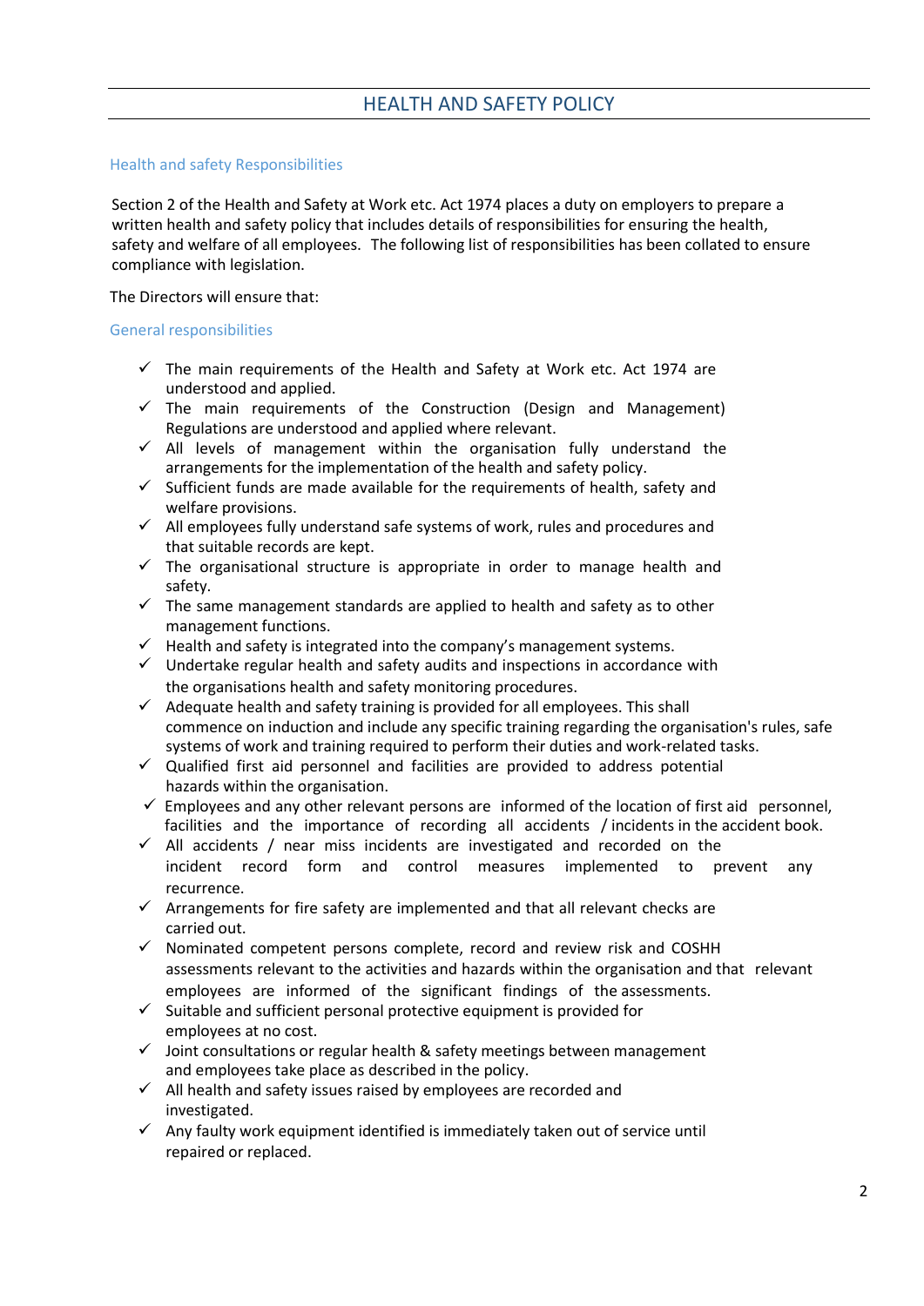# HEALTH AND SAFETY POLICY

## Health and safety Responsibilities

Section 2 of the Health and Safety at Work etc. Act 1974 places a duty on employers to prepare a written health and safety policy that includes details of responsibilities for ensuring the health, safety and welfare of all employees. The following list of responsibilities has been collated to ensure compliance with legislation.

The Directors will ensure that:

## General responsibilities

- ✓ The main requirements of the Health and Safety at Work etc. Act 1974 are understood and applied.
- ✓ The main requirements of the Construction (Design and Management) Regulations are understood and applied where relevant.
- ✓ All levels of management within the organisation fully understand the arrangements for the implementation of the health and safety policy.
- ✓ Sufficient funds are made available for the requirements of health, safety and welfare provisions.
- ✓ All employees fully understand safe systems of work, rules and procedures and that suitable records are kept.
- ✓ The organisational structure is appropriate in order to manage health and safety.
- ✓ The same management standards are applied to health and safety as to other management functions.
- ✓ Health and safety is integrated into the company's management systems.
- ✓ Undertake regular health and safety audits and inspections in accordance with the organisations health and safety monitoring procedures.
- ✓ Adequate health and safety training is provided for all employees. This shall commence on induction and include any specific training regarding the organisation's rules, safe systems of work and training required to perform their duties and work-related tasks.
- ✓ Qualified first aid personnel and facilities are provided to address potential hazards within the organisation.
- ✓ Employees and any other relevant persons are informed of the location of first aid personnel, facilities and the importance of recording all accidents / incidents in the accident book.
- ✓ All accidents / near miss incidents are investigated and recorded on the incident record form and control measures implemented to prevent any recurrence.
- ✓ Arrangements for fire safety are implemented and that all relevant checks are carried out.
- ✓ Nominated competent persons complete, record and review risk and COSHH assessments relevant to the activities and hazards within the organisation and that relevant employees are informed of the significant findings of the assessments.
- ✓ Suitable and sufficient personal protective equipment is provided for employees at no cost.
- ✓ Joint consultations or regular health & safety meetings between management and employees take place as described in the policy.
- ✓ All health and safety issues raised by employees are recorded and investigated.
- ✓ Any faulty work equipment identified is immediately taken out of service until repaired or replaced.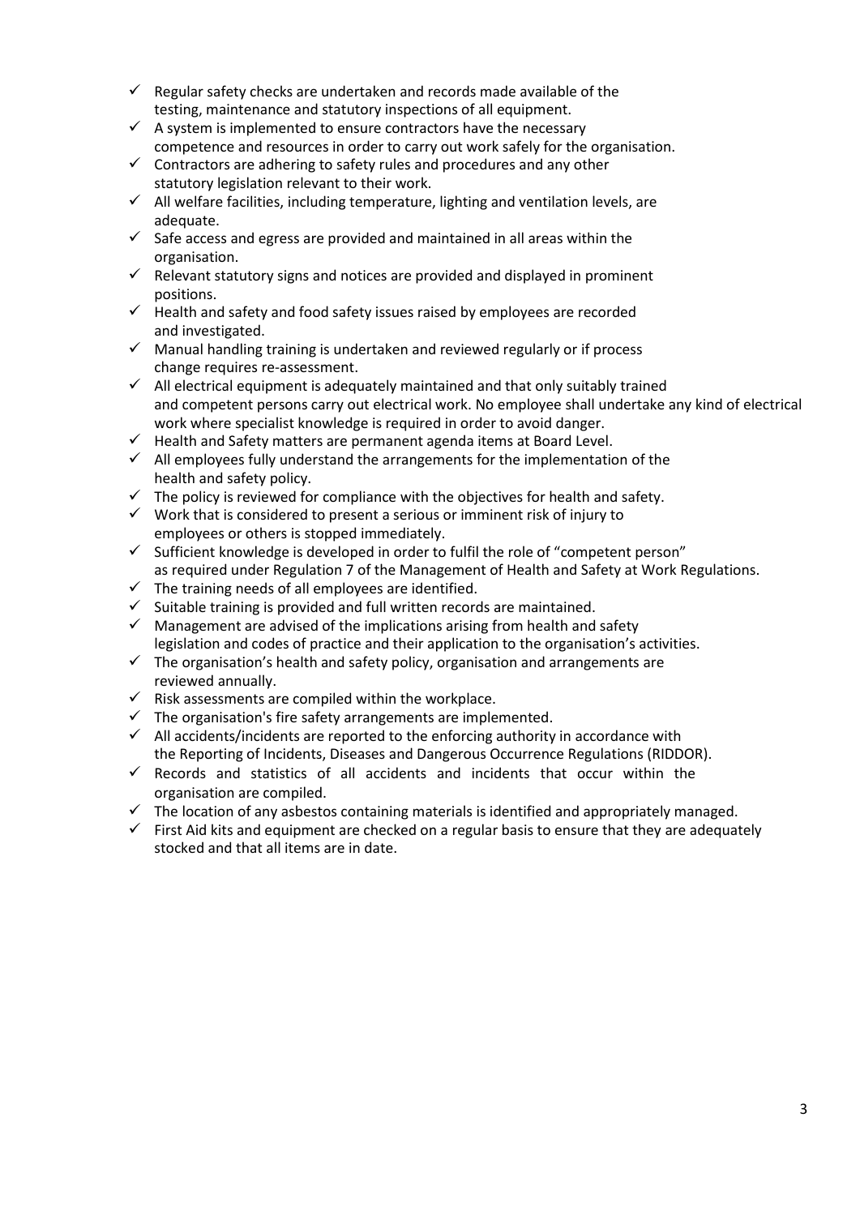- ✓ Regular safety checks are undertaken and records made available of the testing, maintenance and statutory inspections of all equipment.
- ✓ A system is implemented to ensure contractors have the necessary competence and resources in order to carry out work safely for the organisation.
- ✓ Contractors are adhering to safety rules and procedures and any other statutory legislation relevant to their work.
- ✓ All welfare facilities, including temperature, lighting and ventilation levels, are adequate.
- ✓ Safe access and egress are provided and maintained in all areas within the organisation.
- ✓ Relevant statutory signs and notices are provided and displayed in prominent positions.
- ✓ Health and safety and food safety issues raised by employees are recorded and investigated.
- ✓ Manual handling training is undertaken and reviewed regularly or if process change requires re-assessment.
- ✓ All electrical equipment is adequately maintained and that only suitably trained and competent persons carry out electrical work. No employee shall undertake any kind of electrical work where specialist knowledge is required in order to avoid danger.
- ✓ Health and Safety matters are permanent agenda items at Board Level.
- ✓ All employees fully understand the arrangements for the implementation of the health and safety policy.
- ✓ The policy is reviewed for compliance with the objectives for health and safety.
- ✓ Work that is considered to present a serious or imminent risk of injury to employees or others is stopped immediately.
- ✓ Sufficient knowledge is developed in order to fulfil the role of "competent person" as required under Regulation 7 of the Management of Health and Safety at Work Regulations.
- ✓ The training needs of all employees are identified.
- ✓ Suitable training is provided and full written records are maintained.
- ✓ Management are advised of the implications arising from health and safety legislation and codes of practice and their application to the organisation's activities.
- ✓ The organisation's health and safety policy, organisation and arrangements are reviewed annually.
- ✓ Risk assessments are compiled within the workplace.
- ✓ The organisation's fire safety arrangements are implemented.
- ✓ All accidents/incidents are reported to the enforcing authority in accordance with the Reporting of Incidents, Diseases and Dangerous Occurrence Regulations (RIDDOR).
- ✓ Records and statistics of all accidents and incidents that occur within the organisation are compiled.
- ✓ The location of any asbestos containing materials is identified and appropriately managed.
- ✓ First Aid kits and equipment are checked on a regular basis to ensure that they are adequately stocked and that all items are in date.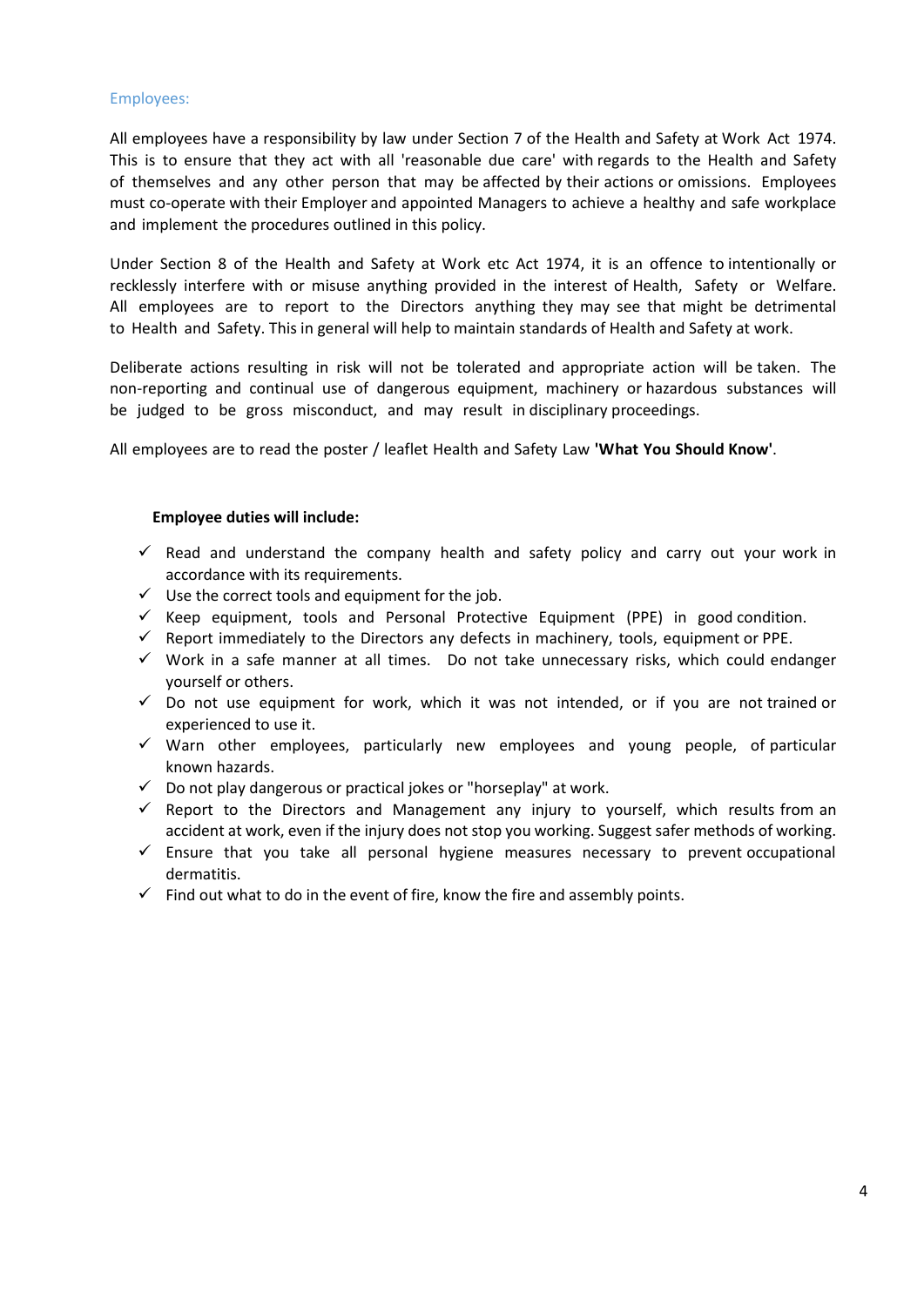## Employees:

All employees have a responsibility by law under Section 7 of the Health and Safety at Work Act 1974. This is to ensure that they act with all 'reasonable due care' with regards to the Health and Safety of themselves and any other person that may be affected by their actions or omissions. Employees must co-operate with their Employer and appointed Managers to achieve a healthy and safe workplace and implement the procedures outlined in this policy.

Under Section 8 of the Health and Safety at Work etc Act 1974, it is an offence to intentionally or recklessly interfere with or misuse anything provided in the interest of Health, Safety or Welfare. All employees are to report to the Directors anything they may see that might be detrimental to Health and Safety. This in general will help to maintain standards of Health and Safety at work.

Deliberate actions resulting in risk will not be tolerated and appropriate action will be taken. The non-reporting and continual use of dangerous equipment, machinery or hazardous substances will be judged to be gross misconduct, and may result in disciplinary proceedings.

All employees are to read the poster / leaflet Health and Safety Law **'What You Should Know'**.

**Employee duties will include:**

- ✓ Read and understand the company health and safety policy and carry out your work in accordance with its requirements.
- ✓ Use the correct tools and equipment for the job.
- ✓ Keep equipment, tools and Personal Protective Equipment (PPE) in good condition.
- ✓ Report immediately to the Directors any defects in machinery, tools, equipment or PPE.
- ✓ Work in a safe manner at all times. Do not take unnecessary risks, which could endanger yourself or others.
- ✓ Do not use equipment for work, which it was not intended, or if you are not trained or experienced to use it.
- ✓ Warn other employees, particularly new employees and young people, of particular known hazards.
- ✓ Do not play dangerous or practical jokes or "horseplay" at work.
- ✓ Report to the Directors and Management any injury to yourself, which results from an accident at work, even if the injury does not stop you working. Suggest safer methods of working.
- ✓ Ensure that you take all personal hygiene measures necessary to prevent occupational dermatitis.
- ✓ Find out what to do in the event of fire, know the fire and assembly points.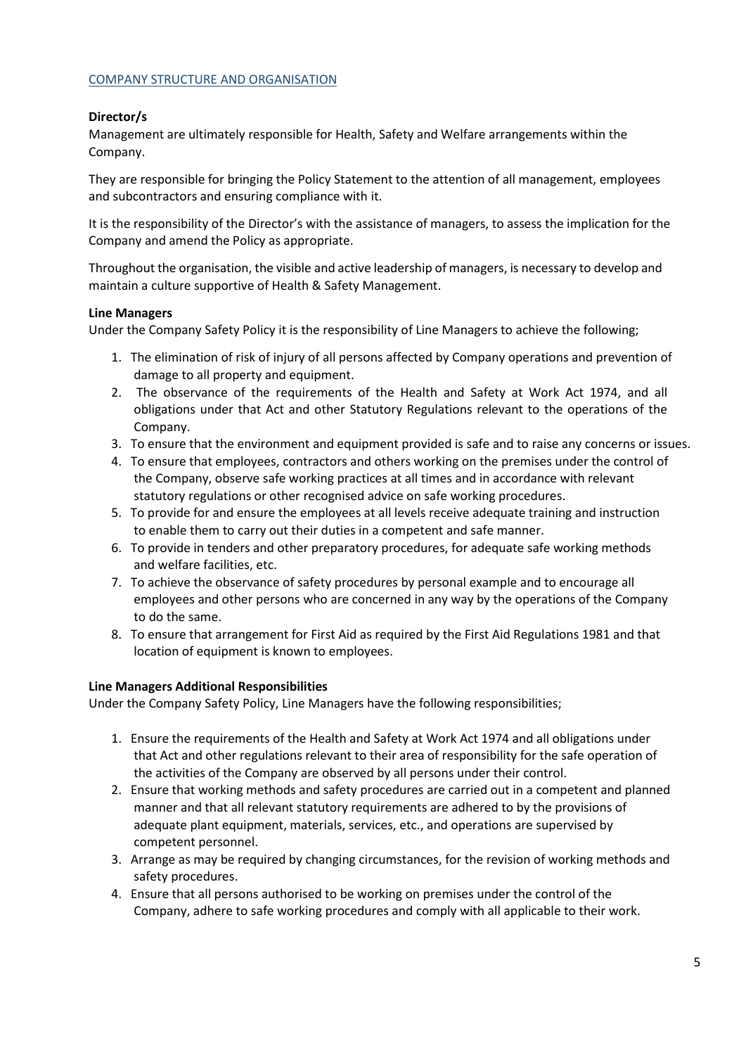## COMPANY STRUCTURE AND ORGANISATION

**Director/s**

Management are ultimately responsible for Health, Safety and Welfare arrangements within the Company.

They are responsible for bringing the Policy Statement to the attention of all management, employees and subcontractors and ensuring compliance with it.

It is the responsibility of the Director's with the assistance of managers, to assess the implication for the Company and amend the Policy as appropriate.

Throughout the organisation, the visible and active leadership of managers, is necessary to develop and maintain a culture supportive of Health & Safety Management.

**Line Managers**

Under the Company Safety Policy it is the responsibility of Line Managers to achieve the following;

1. The elimination of risk of injury of all persons affected by Company operations and prevention of damage to all property and equipment.
2. The observance of the requirements of the Health and Safety at Work Act 1974, and all obligations under that Act and other Statutory Regulations relevant to the operations of the Company.
3. To ensure that the environment and equipment provided is safe and to raise any concerns or issues.
4. To ensure that employees, contractors and others working on the premises under the control of the Company, observe safe working practices at all times and in accordance with relevant statutory regulations or other recognised advice on safe working procedures.
5. To provide for and ensure the employees at all levels receive adequate training and instruction to enable them to carry out their duties in a competent and safe manner.
6. To provide in tenders and other preparatory procedures, for adequate safe working methods and welfare facilities, etc.
7. To achieve the observance of safety procedures by personal example and to encourage all employees and other persons who are concerned in any way by the operations of the Company to do the same.
8. To ensure that arrangement for First Aid as required by the First Aid Regulations 1981 and that location of equipment is known to employees.

**Line Managers Additional Responsibilities**

Under the Company Safety Policy, Line Managers have the following responsibilities;

1. Ensure the requirements of the Health and Safety at Work Act 1974 and all obligations under that Act and other regulations relevant to their area of responsibility for the safe operation of the activities of the Company are observed by all persons under their control.
2. Ensure that working methods and safety procedures are carried out in a competent and planned manner and that all relevant statutory requirements are adhered to by the provisions of adequate plant equipment, materials, services, etc., and operations are supervised by competent personnel.
3. Arrange as may be required by changing circumstances, for the revision of working methods and safety procedures.
4. Ensure that all persons authorised to be working on premises under the control of the Company, adhere to safe working procedures and comply with all applicable to their work.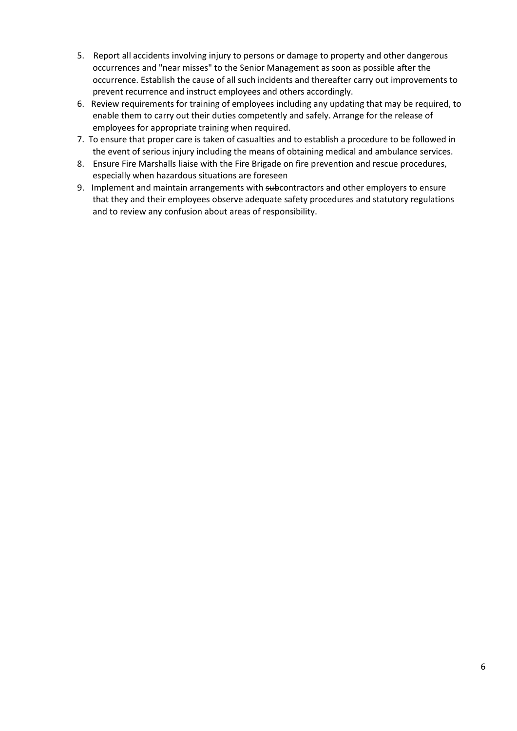5. Report all accidents involving injury to persons or damage to property and other dangerous occurrences and "near misses" to the Senior Management as soon as possible after the occurrence. Establish the cause of all such incidents and thereafter carry out improvements to prevent recurrence and instruct employees and others accordingly.
6. Review requirements for training of employees including any updating that may be required, to enable them to carry out their duties competently and safely. Arrange for the release of employees for appropriate training when required.
7. To ensure that proper care is taken of casualties and to establish a procedure to be followed in the event of serious injury including the means of obtaining medical and ambulance services.
8. Ensure Fire Marshalls liaise with the Fire Brigade on fire prevention and rescue procedures, especially when hazardous situations are foreseen
9. Implement and maintain arrangements with ~~sub~~contractors and other employers to ensure that they and their employees observe adequate safety procedures and statutory regulations and to review any confusion about areas of responsibility.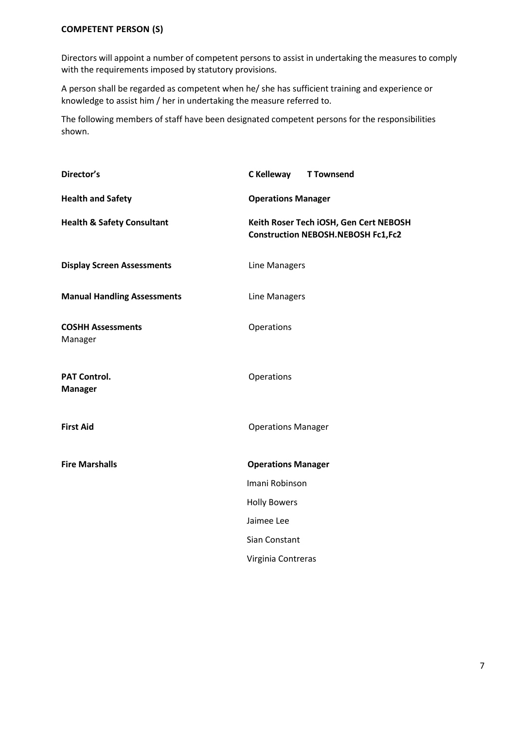**COMPETENT PERSON (S)**

Directors will appoint a number of competent persons to assist in undertaking the measures to comply with the requirements imposed by statutory provisions.

A person shall be regarded as competent when he/ she has sufficient training and experience or knowledge to assist him / her in undertaking the measure referred to.

The following members of staff have been designated competent persons for the responsibilities shown.

| | |
|---|---|
| **Director's** | **C Kelleway T Townsend** |
| **Health and Safety** | **Operations Manager** |
| **Health & Safety Consultant** | **Keith Roser Tech iOSH, Gen Cert NEBOSH Construction NEBOSH.NEBOSH Fc1,Fc2** |
| **Display Screen Assessments** | Line Managers |
| **Manual Handling Assessments** | Line Managers |
| **COSHH Assessments** Manager | Operations |
| **PAT Control. Manager** | Operations |
| **First Aid** | Operations Manager |
| **Fire Marshalls** | **Operations Manager** |
| | Imani Robinson |
| | Holly Bowers |
| | Jaimee Lee |
| | Sian Constant |
| | Virginia Contreras |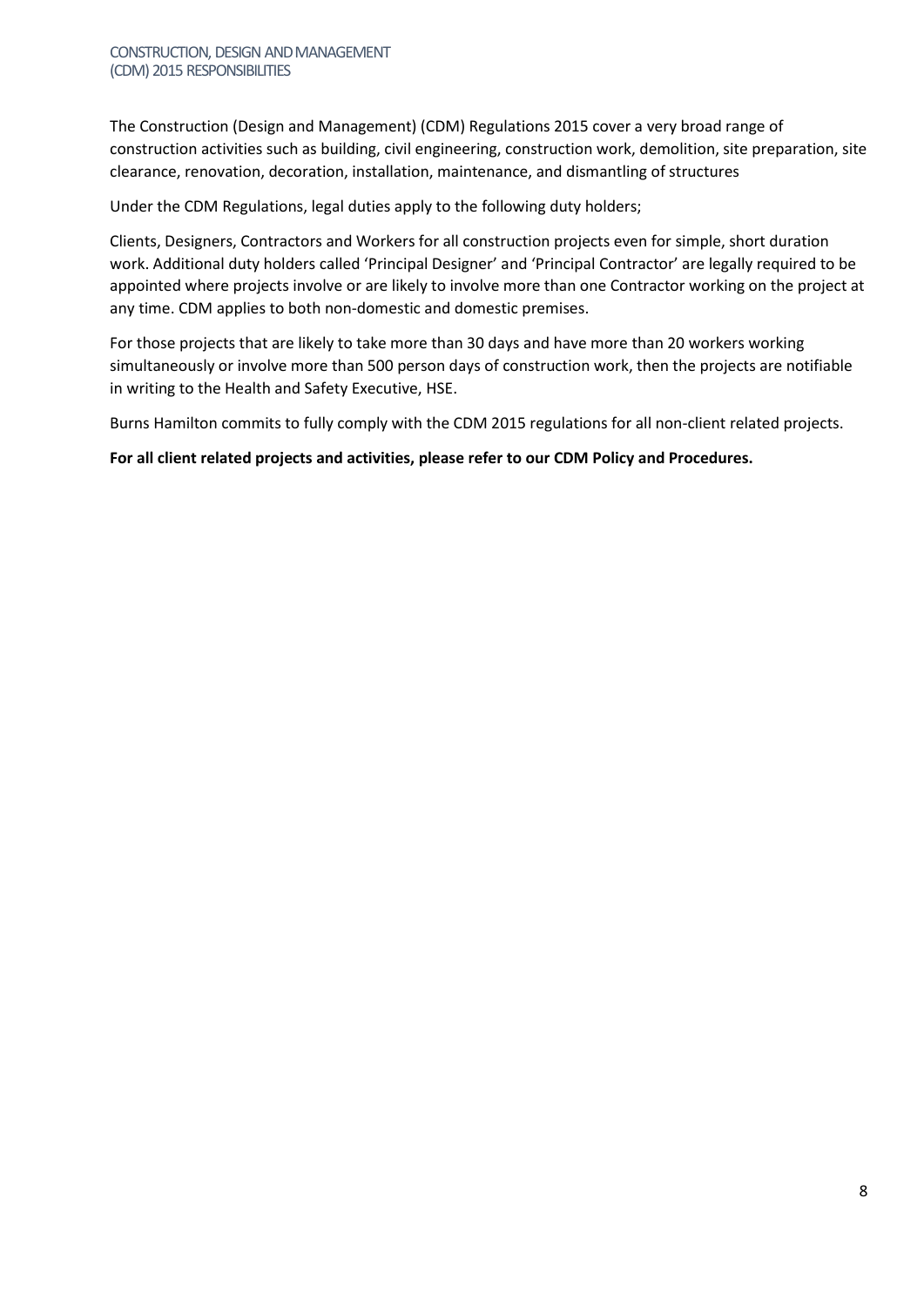# CONSTRUCTION, DESIGN AND MANAGEMENT (CDM) 2015 RESPONSIBILITIES

The Construction (Design and Management) (CDM) Regulations 2015 cover a very broad range of construction activities such as building, civil engineering, construction work, demolition, site preparation, site clearance, renovation, decoration, installation, maintenance, and dismantling of structures

Under the CDM Regulations, legal duties apply to the following duty holders;

Clients, Designers, Contractors and Workers for all construction projects even for simple, short duration work. Additional duty holders called 'Principal Designer' and 'Principal Contractor' are legally required to be appointed where projects involve or are likely to involve more than one Contractor working on the project at any time. CDM applies to both non-domestic and domestic premises.

For those projects that are likely to take more than 30 days and have more than 20 workers working simultaneously or involve more than 500 person days of construction work, then the projects are notifiable in writing to the Health and Safety Executive, HSE.

Burns Hamilton commits to fully comply with the CDM 2015 regulations for all non-client related projects.

**For all client related projects and activities, please refer to our CDM Policy and Procedures.**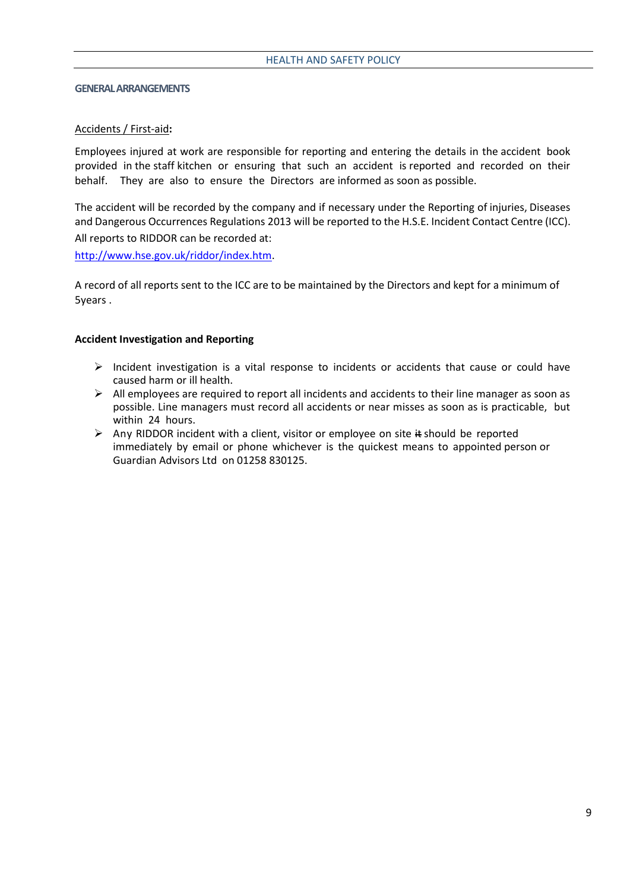## GENERAL ARRANGEMENTS

Accidents / First-aid**:**

Employees injured at work are responsible for reporting and entering the details in the accident book provided in the staff kitchen or ensuring that such an accident is reported and recorded on their behalf. They are also to ensure the Directors are informed as soon as possible.

The accident will be recorded by the company and if necessary under the Reporting of injuries, Diseases and Dangerous Occurrences Regulations 2013 will be reported to the H.S.E. Incident Contact Centre (ICC). All reports to RIDDOR can be recorded at:

[http://www.hse.gov.uk/riddor/index.htm](http://www.hse.gov.uk/riddor/index.htm).

A record of all reports sent to the ICC are to be maintained by the Directors and kept for a minimum of 5years .

### Accident Investigation and Reporting

- Incident investigation is a vital response to incidents or accidents that cause or could have caused harm or ill health.
- All employees are required to report all incidents and accidents to their line manager as soon as possible. Line managers must record all accidents or near misses as soon as is practicable, but within 24 hours.
- Any RIDDOR incident with a client, visitor or employee on site ~~it~~ should be reported immediately by email or phone whichever is the quickest means to appointed person or Guardian Advisors Ltd on 01258 830125.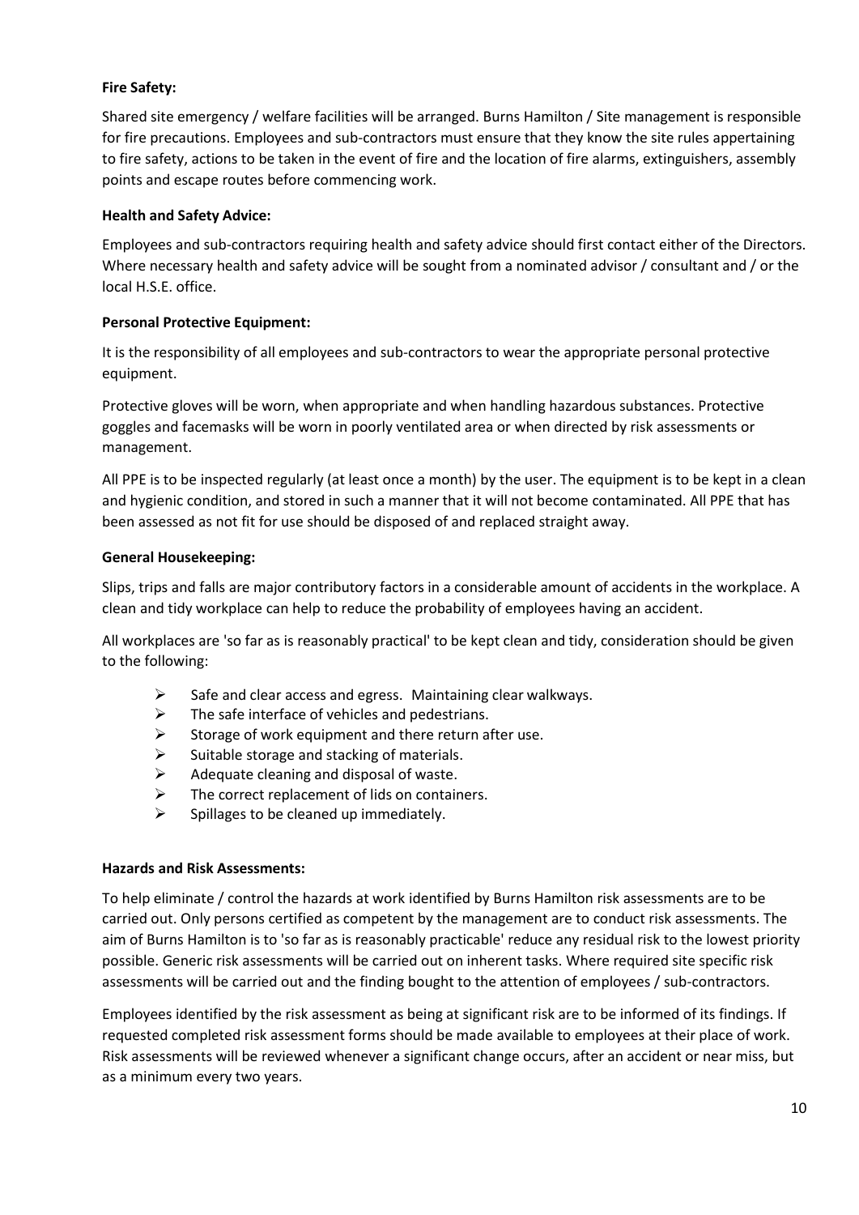**Fire Safety:**

Shared site emergency / welfare facilities will be arranged. Burns Hamilton / Site management is responsible for fire precautions. Employees and sub-contractors must ensure that they know the site rules appertaining to fire safety, actions to be taken in the event of fire and the location of fire alarms, extinguishers, assembly points and escape routes before commencing work.

**Health and Safety Advice:**

Employees and sub-contractors requiring health and safety advice should first contact either of the Directors. Where necessary health and safety advice will be sought from a nominated advisor / consultant and / or the local H.S.E. office.

**Personal Protective Equipment:**

It is the responsibility of all employees and sub-contractors to wear the appropriate personal protective equipment.

Protective gloves will be worn, when appropriate and when handling hazardous substances. Protective goggles and facemasks will be worn in poorly ventilated area or when directed by risk assessments or management.

All PPE is to be inspected regularly (at least once a month) by the user. The equipment is to be kept in a clean and hygienic condition, and stored in such a manner that it will not become contaminated. All PPE that has been assessed as not fit for use should be disposed of and replaced straight away.

**General Housekeeping:**

Slips, trips and falls are major contributory factors in a considerable amount of accidents in the workplace. A clean and tidy workplace can help to reduce the probability of employees having an accident.

All workplaces are 'so far as is reasonably practical' to be kept clean and tidy, consideration should be given to the following:

- Safe and clear access and egress. Maintaining clear walkways.
- The safe interface of vehicles and pedestrians.
- Storage of work equipment and there return after use.
- Suitable storage and stacking of materials.
- Adequate cleaning and disposal of waste.
- The correct replacement of lids on containers.
- Spillages to be cleaned up immediately.

**Hazards and Risk Assessments:**

To help eliminate / control the hazards at work identified by Burns Hamilton risk assessments are to be carried out. Only persons certified as competent by the management are to conduct risk assessments. The aim of Burns Hamilton is to 'so far as is reasonably practicable' reduce any residual risk to the lowest priority possible. Generic risk assessments will be carried out on inherent tasks. Where required site specific risk assessments will be carried out and the finding bought to the attention of employees / sub-contractors.

Employees identified by the risk assessment as being at significant risk are to be informed of its findings. If requested completed risk assessment forms should be made available to employees at their place of work. Risk assessments will be reviewed whenever a significant change occurs, after an accident or near miss, but as a minimum every two years.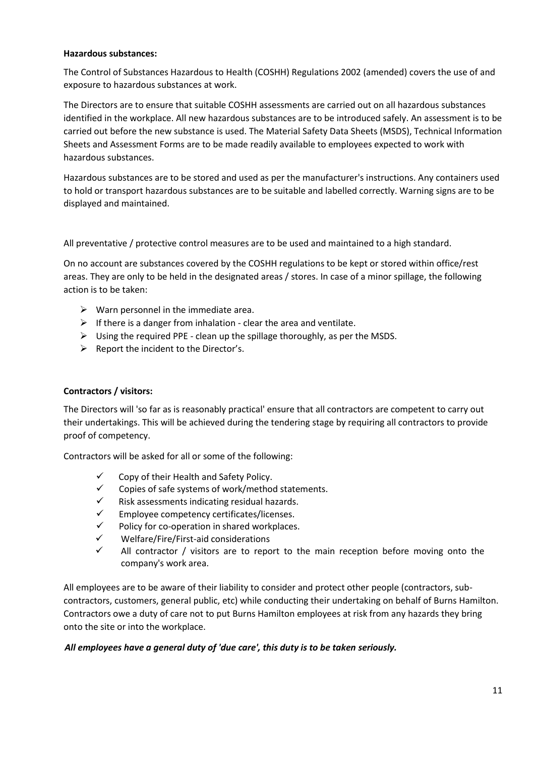**Hazardous substances:**

The Control of Substances Hazardous to Health (COSHH) Regulations 2002 (amended) covers the use of and exposure to hazardous substances at work.

The Directors are to ensure that suitable COSHH assessments are carried out on all hazardous substances identified in the workplace. All new hazardous substances are to be introduced safely. An assessment is to be carried out before the new substance is used. The Material Safety Data Sheets (MSDS), Technical Information Sheets and Assessment Forms are to be made readily available to employees expected to work with hazardous substances.

Hazardous substances are to be stored and used as per the manufacturer's instructions. Any containers used to hold or transport hazardous substances are to be suitable and labelled correctly. Warning signs are to be displayed and maintained.

All preventative / protective control measures are to be used and maintained to a high standard.

On no account are substances covered by the COSHH regulations to be kept or stored within office/rest areas. They are only to be held in the designated areas / stores. In case of a minor spillage, the following action is to be taken:

- Warn personnel in the immediate area.
- If there is a danger from inhalation - clear the area and ventilate.
- Using the required PPE - clean up the spillage thoroughly, as per the MSDS.
- Report the incident to the Director's.

**Contractors / visitors:**

The Directors will 'so far as is reasonably practical' ensure that all contractors are competent to carry out their undertakings. This will be achieved during the tendering stage by requiring all contractors to provide proof of competency.

Contractors will be asked for all or some of the following:

- ✓ Copy of their Health and Safety Policy.
- ✓ Copies of safe systems of work/method statements.
- ✓ Risk assessments indicating residual hazards.
- ✓ Employee competency certificates/licenses.
- ✓ Policy for co-operation in shared workplaces.
- ✓ Welfare/Fire/First-aid considerations
- ✓ All contractor / visitors are to report to the main reception before moving onto the company's work area.

All employees are to be aware of their liability to consider and protect other people (contractors, sub-contractors, customers, general public, etc) while conducting their undertaking on behalf of Burns Hamilton. Contractors owe a duty of care not to put Burns Hamilton employees at risk from any hazards they bring onto the site or into the workplace.

***All employees have a general duty of 'due care', this duty is to be taken seriously.***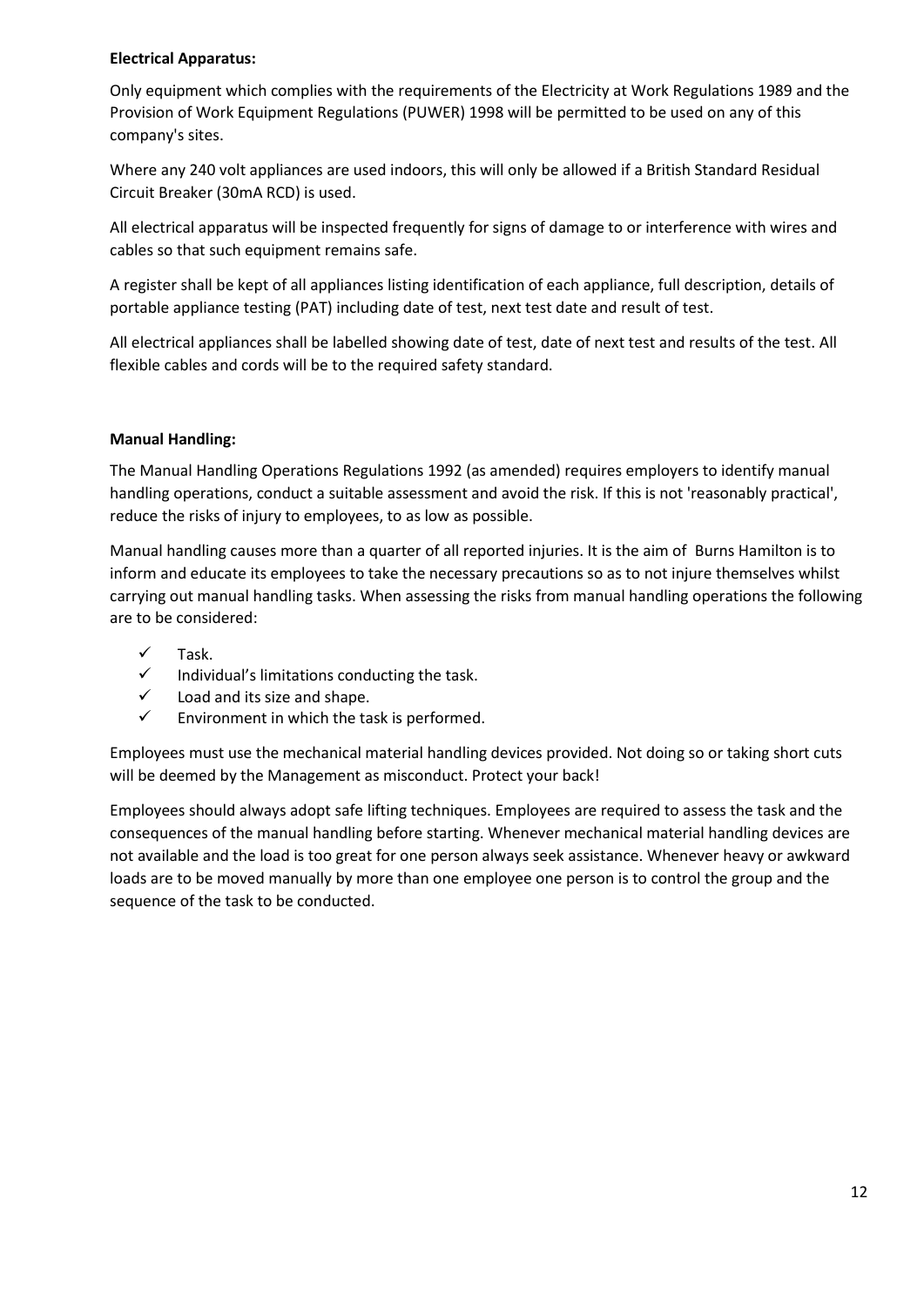**Electrical Apparatus:**

Only equipment which complies with the requirements of the Electricity at Work Regulations 1989 and the Provision of Work Equipment Regulations (PUWER) 1998 will be permitted to be used on any of this company's sites.

Where any 240 volt appliances are used indoors, this will only be allowed if a British Standard Residual Circuit Breaker (30mA RCD) is used.

All electrical apparatus will be inspected frequently for signs of damage to or interference with wires and cables so that such equipment remains safe.

A register shall be kept of all appliances listing identification of each appliance, full description, details of portable appliance testing (PAT) including date of test, next test date and result of test.

All electrical appliances shall be labelled showing date of test, date of next test and results of the test. All flexible cables and cords will be to the required safety standard.

**Manual Handling:**

The Manual Handling Operations Regulations 1992 (as amended) requires employers to identify manual handling operations, conduct a suitable assessment and avoid the risk. If this is not 'reasonably practical', reduce the risks of injury to employees, to as low as possible.

Manual handling causes more than a quarter of all reported injuries. It is the aim of Burns Hamilton is to inform and educate its employees to take the necessary precautions so as to not injure themselves whilst carrying out manual handling tasks. When assessing the risks from manual handling operations the following are to be considered:

- ✓ Task.
- ✓ Individual's limitations conducting the task.
- ✓ Load and its size and shape.
- ✓ Environment in which the task is performed.

Employees must use the mechanical material handling devices provided. Not doing so or taking short cuts will be deemed by the Management as misconduct. Protect your back!

Employees should always adopt safe lifting techniques. Employees are required to assess the task and the consequences of the manual handling before starting. Whenever mechanical material handling devices are not available and the load is too great for one person always seek assistance. Whenever heavy or awkward loads are to be moved manually by more than one employee one person is to control the group and the sequence of the task to be conducted.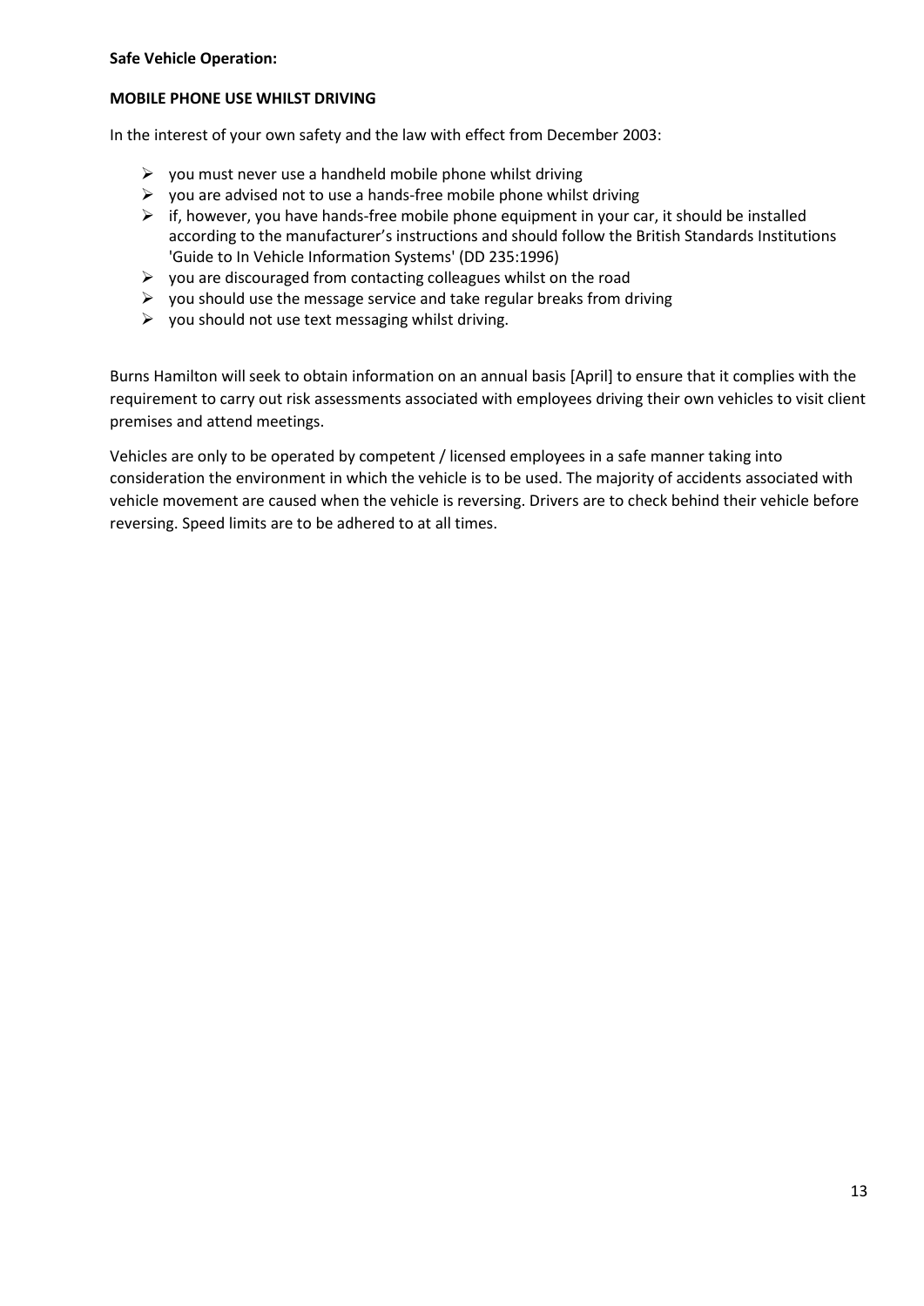**Safe Vehicle Operation:**

**MOBILE PHONE USE WHILST DRIVING**

In the interest of your own safety and the law with effect from December 2003:

- you must never use a handheld mobile phone whilst driving
- you are advised not to use a hands-free mobile phone whilst driving
- if, however, you have hands-free mobile phone equipment in your car, it should be installed according to the manufacturer's instructions and should follow the British Standards Institutions 'Guide to In Vehicle Information Systems' (DD 235:1996)
- you are discouraged from contacting colleagues whilst on the road
- you should use the message service and take regular breaks from driving
- you should not use text messaging whilst driving.

Burns Hamilton will seek to obtain information on an annual basis [April] to ensure that it complies with the requirement to carry out risk assessments associated with employees driving their own vehicles to visit client premises and attend meetings.

Vehicles are only to be operated by competent / licensed employees in a safe manner taking into consideration the environment in which the vehicle is to be used. The majority of accidents associated with vehicle movement are caused when the vehicle is reversing. Drivers are to check behind their vehicle before reversing. Speed limits are to be adhered to at all times.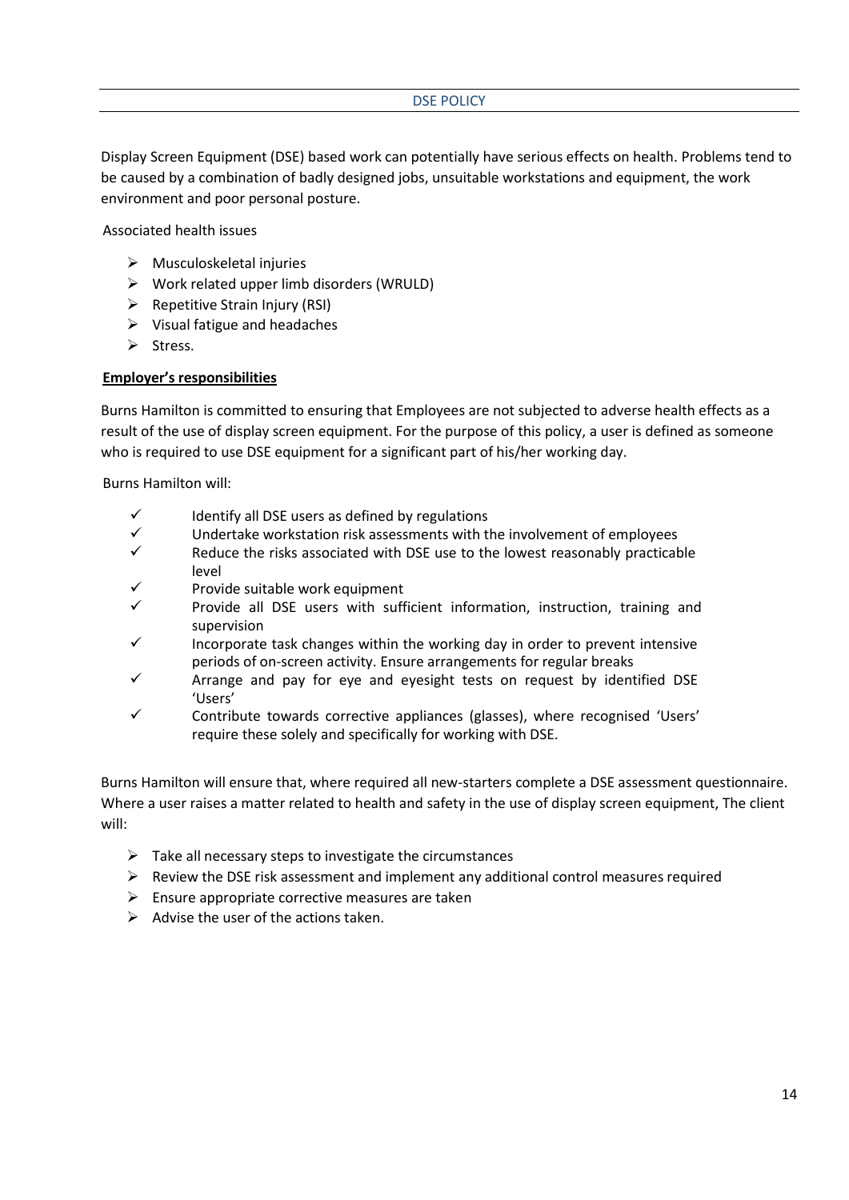## DSE POLICY

Display Screen Equipment (DSE) based work can potentially have serious effects on health. Problems tend to be caused by a combination of badly designed jobs, unsuitable workstations and equipment, the work environment and poor personal posture.

Associated health issues

- Musculoskeletal injuries
- Work related upper limb disorders (WRULD)
- Repetitive Strain Injury (RSI)
- Visual fatigue and headaches
- Stress.

**Employer's responsibilities**

Burns Hamilton is committed to ensuring that Employees are not subjected to adverse health effects as a result of the use of display screen equipment. For the purpose of this policy, a user is defined as someone who is required to use DSE equipment for a significant part of his/her working day.

Burns Hamilton will:

- ✓ Identify all DSE users as defined by regulations
- ✓ Undertake workstation risk assessments with the involvement of employees
- ✓ Reduce the risks associated with DSE use to the lowest reasonably practicable level
- ✓ Provide suitable work equipment
- ✓ Provide all DSE users with sufficient information, instruction, training and supervision
- ✓ Incorporate task changes within the working day in order to prevent intensive periods of on-screen activity. Ensure arrangements for regular breaks
- ✓ Arrange and pay for eye and eyesight tests on request by identified DSE 'Users'
- ✓ Contribute towards corrective appliances (glasses), where recognised 'Users' require these solely and specifically for working with DSE.

Burns Hamilton will ensure that, where required all new-starters complete a DSE assessment questionnaire. Where a user raises a matter related to health and safety in the use of display screen equipment, The client will:

- Take all necessary steps to investigate the circumstances
- Review the DSE risk assessment and implement any additional control measures required
- Ensure appropriate corrective measures are taken
- Advise the user of the actions taken.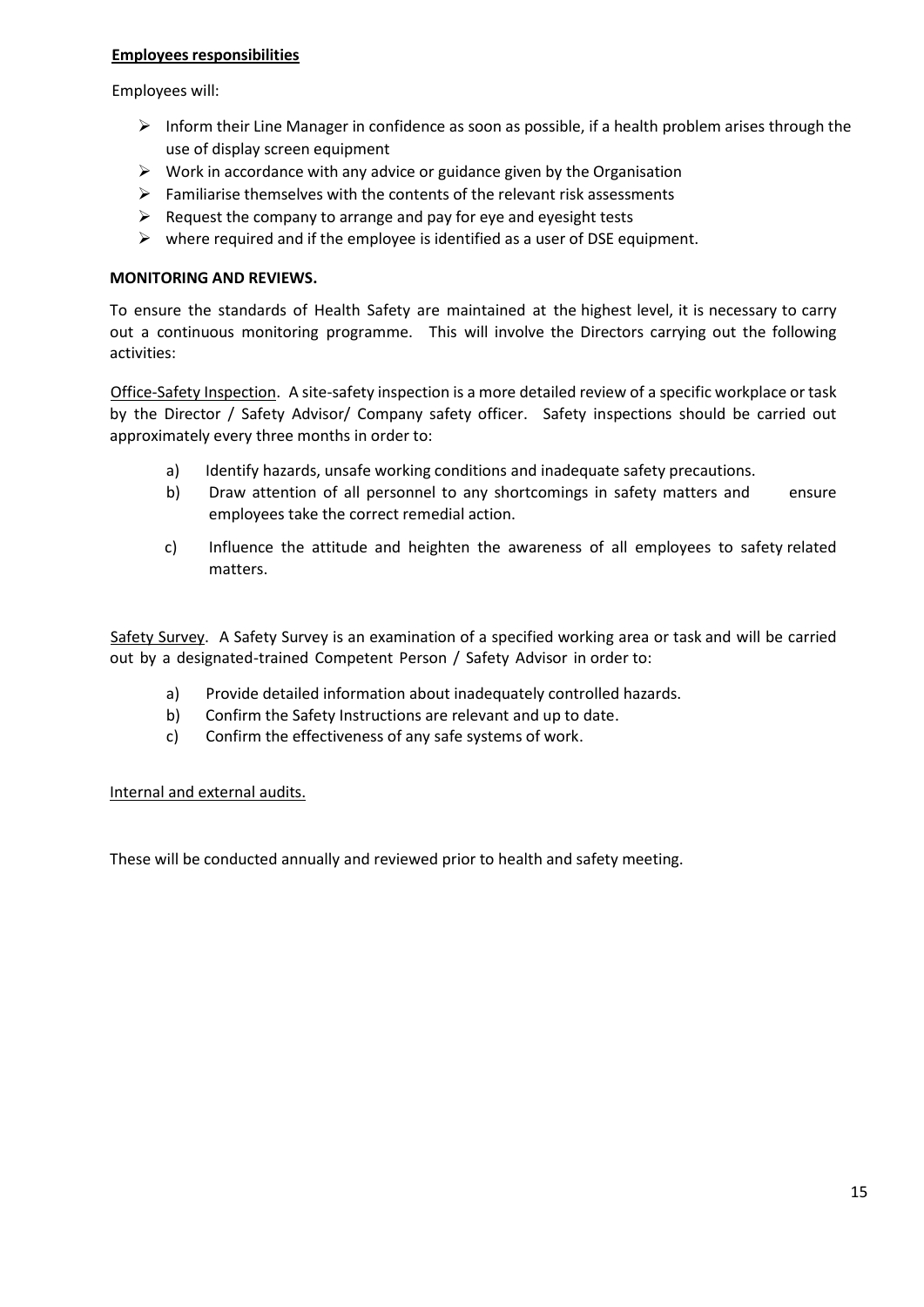**<u>Employees responsibilities</u>**

Employees will:

- Inform their Line Manager in confidence as soon as possible, if a health problem arises through the use of display screen equipment
- Work in accordance with any advice or guidance given by the Organisation
- Familiarise themselves with the contents of the relevant risk assessments
- Request the company to arrange and pay for eye and eyesight tests
- where required and if the employee is identified as a user of DSE equipment.

**MONITORING AND REVIEWS.**

To ensure the standards of Health Safety are maintained at the highest level, it is necessary to carry out a continuous monitoring programme. This will involve the Directors carrying out the following activities:

<u>Office-Safety Inspection</u>. A site-safety inspection is a more detailed review of a specific workplace or task by the Director / Safety Advisor/ Company safety officer. Safety inspections should be carried out approximately every three months in order to:

a) Identify hazards, unsafe working conditions and inadequate safety precautions.

b) Draw attention of all personnel to any shortcomings in safety matters and ensure employees take the correct remedial action.

c) Influence the attitude and heighten the awareness of all employees to safety related matters.

<u>Safety Survey</u>. A Safety Survey is an examination of a specified working area or task and will be carried out by a designated-trained Competent Person / Safety Advisor in order to:

a) Provide detailed information about inadequately controlled hazards.

b) Confirm the Safety Instructions are relevant and up to date.

c) Confirm the effectiveness of any safe systems of work.

<u>Internal and external audits.</u>

These will be conducted annually and reviewed prior to health and safety meeting.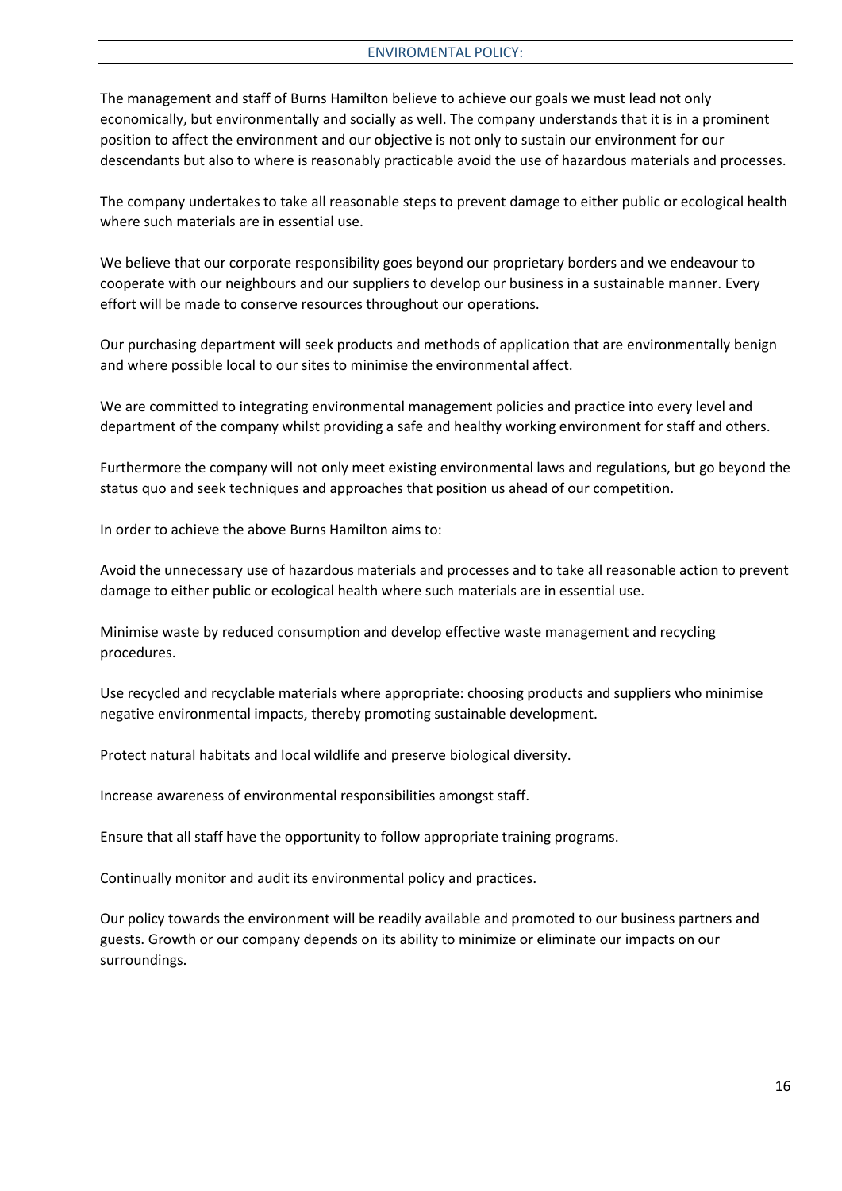## ENVIROMENTAL POLICY:

The management and staff of Burns Hamilton believe to achieve our goals we must lead not only economically, but environmentally and socially as well. The company understands that it is in a prominent position to affect the environment and our objective is not only to sustain our environment for our descendants but also to where is reasonably practicable avoid the use of hazardous materials and processes.

The company undertakes to take all reasonable steps to prevent damage to either public or ecological health where such materials are in essential use.

We believe that our corporate responsibility goes beyond our proprietary borders and we endeavour to cooperate with our neighbours and our suppliers to develop our business in a sustainable manner. Every effort will be made to conserve resources throughout our operations.

Our purchasing department will seek products and methods of application that are environmentally benign and where possible local to our sites to minimise the environmental affect.

We are committed to integrating environmental management policies and practice into every level and department of the company whilst providing a safe and healthy working environment for staff and others.

Furthermore the company will not only meet existing environmental laws and regulations, but go beyond the status quo and seek techniques and approaches that position us ahead of our competition.

In order to achieve the above Burns Hamilton aims to:

Avoid the unnecessary use of hazardous materials and processes and to take all reasonable action to prevent damage to either public or ecological health where such materials are in essential use.

Minimise waste by reduced consumption and develop effective waste management and recycling procedures.

Use recycled and recyclable materials where appropriate: choosing products and suppliers who minimise negative environmental impacts, thereby promoting sustainable development.

Protect natural habitats and local wildlife and preserve biological diversity.

Increase awareness of environmental responsibilities amongst staff.

Ensure that all staff have the opportunity to follow appropriate training programs.

Continually monitor and audit its environmental policy and practices.

Our policy towards the environment will be readily available and promoted to our business partners and guests. Growth or our company depends on its ability to minimize or eliminate our impacts on our surroundings.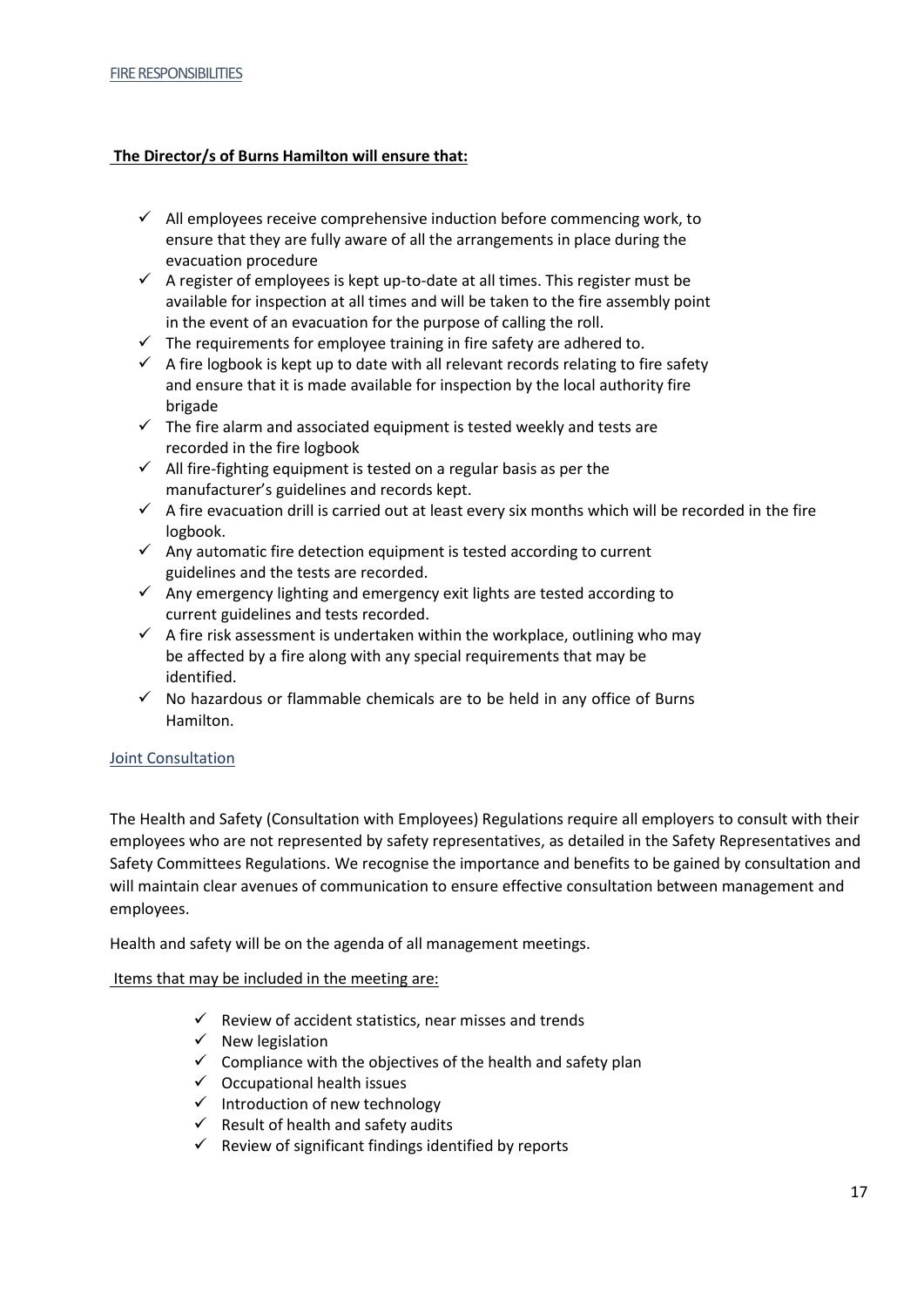## FIRE RESPONSIBILITIES

**The Director/s of Burns Hamilton will ensure that:**

- ✓ All employees receive comprehensive induction before commencing work, to ensure that they are fully aware of all the arrangements in place during the evacuation procedure
- ✓ A register of employees is kept up-to-date at all times. This register must be available for inspection at all times and will be taken to the fire assembly point in the event of an evacuation for the purpose of calling the roll.
- ✓ The requirements for employee training in fire safety are adhered to.
- ✓ A fire logbook is kept up to date with all relevant records relating to fire safety and ensure that it is made available for inspection by the local authority fire brigade
- ✓ The fire alarm and associated equipment is tested weekly and tests are recorded in the fire logbook
- ✓ All fire-fighting equipment is tested on a regular basis as per the manufacturer's guidelines and records kept.
- ✓ A fire evacuation drill is carried out at least every six months which will be recorded in the fire logbook.
- ✓ Any automatic fire detection equipment is tested according to current guidelines and the tests are recorded.
- ✓ Any emergency lighting and emergency exit lights are tested according to current guidelines and tests recorded.
- ✓ A fire risk assessment is undertaken within the workplace, outlining who may be affected by a fire along with any special requirements that may be identified.
- ✓ No hazardous or flammable chemicals are to be held in any office of Burns Hamilton.

## Joint Consultation

The Health and Safety (Consultation with Employees) Regulations require all employers to consult with their employees who are not represented by safety representatives, as detailed in the Safety Representatives and Safety Committees Regulations. We recognise the importance and benefits to be gained by consultation and will maintain clear avenues of communication to ensure effective consultation between management and employees.

Health and safety will be on the agenda of all management meetings.

Items that may be included in the meeting are:

- ✓ Review of accident statistics, near misses and trends
- ✓ New legislation
- ✓ Compliance with the objectives of the health and safety plan
- ✓ Occupational health issues
- ✓ Introduction of new technology
- ✓ Result of health and safety audits
- ✓ Review of significant findings identified by reports